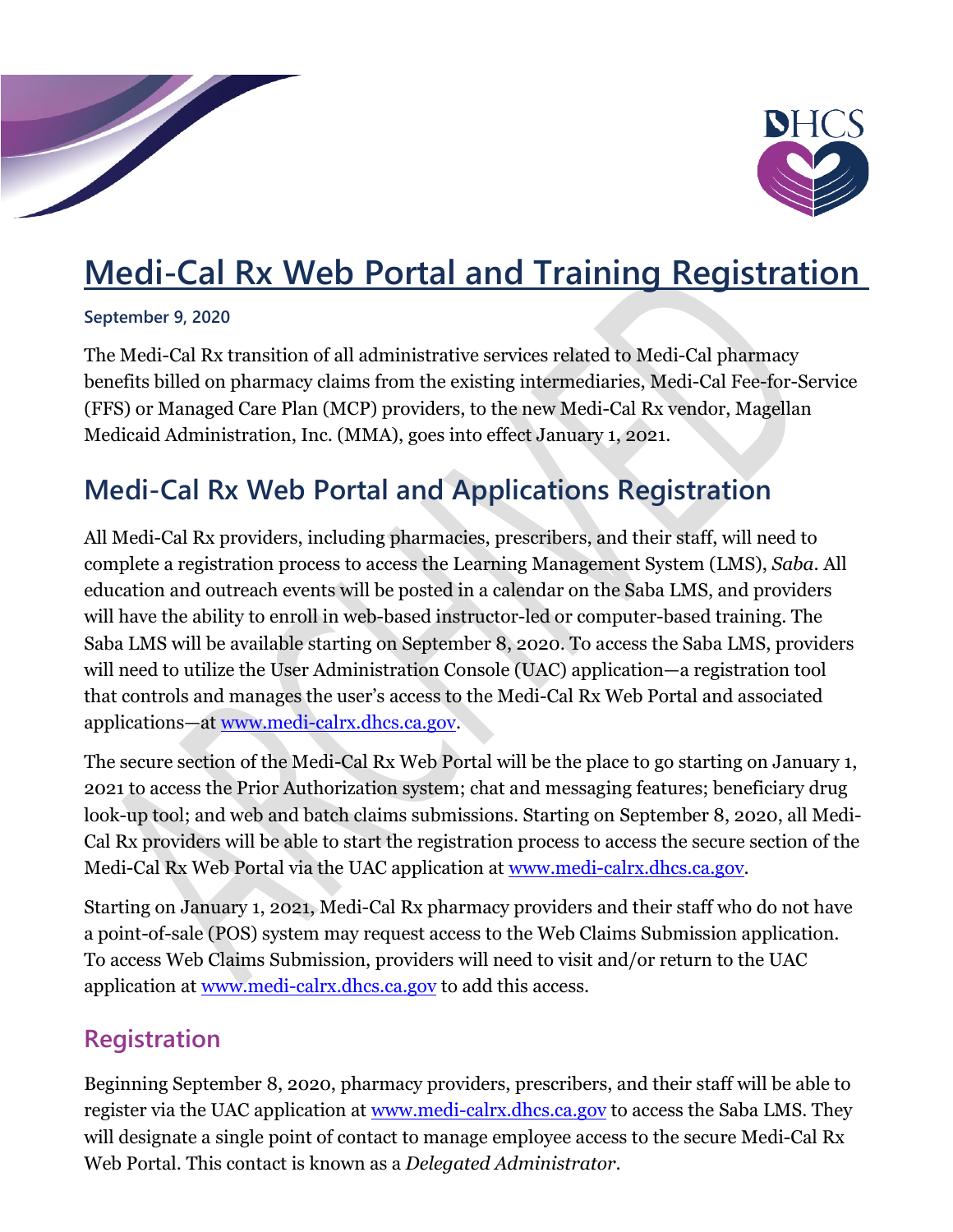# Medi-Cal Rx Web Portal and Training Registration

**September 9, 2020**

The Medi-Cal Rx transition of all administrative services related to Medi-Cal pharmacy benefits billed on pharmacy claims from the existing intermediaries, Medi-Cal Fee-for-Service (FFS) or Managed Care Plan (MCP) providers, to the new Medi-Cal Rx vendor, Magellan Medicaid Administration, Inc. (MMA), goes into effect January 1, 2021.

## Medi-Cal Rx Web Portal and Applications Registration

All Medi-Cal Rx providers, including pharmacies, prescribers, and their staff, will need to complete a registration process to access the Learning Management System (LMS), *Saba*. All education and outreach events will be posted in a calendar on the Saba LMS, and providers will have the ability to enroll in web-based instructor-led or computer-based training. The Saba LMS will be available starting on September 8, 2020. To access the Saba LMS, providers will need to utilize the User Administration Console (UAC) application—a registration tool that controls and manages the user's access to the Medi-Cal Rx Web Portal and associated applications—at www.medi-calrx.dhcs.ca.gov.

The secure section of the Medi-Cal Rx Web Portal will be the place to go starting on January 1, 2021 to access the Prior Authorization system; chat and messaging features; beneficiary drug look-up tool; and web and batch claims submissions. Starting on September 8, 2020, all Medi-Cal Rx providers will be able to start the registration process to access the secure section of the Medi-Cal Rx Web Portal via the UAC application at www.medi-calrx.dhcs.ca.gov.

Starting on January 1, 2021, Medi-Cal Rx pharmacy providers and their staff who do not have a point-of-sale (POS) system may request access to the Web Claims Submission application. To access Web Claims Submission, providers will need to visit and/or return to the UAC application at www.medi-calrx.dhcs.ca.gov to add this access.

### Registration

Beginning September 8, 2020, pharmacy providers, prescribers, and their staff will be able to register via the UAC application at www.medi-calrx.dhcs.ca.gov to access the Saba LMS. They will designate a single point of contact to manage employee access to the secure Medi-Cal Rx Web Portal. This contact is known as a *Delegated Administrator*.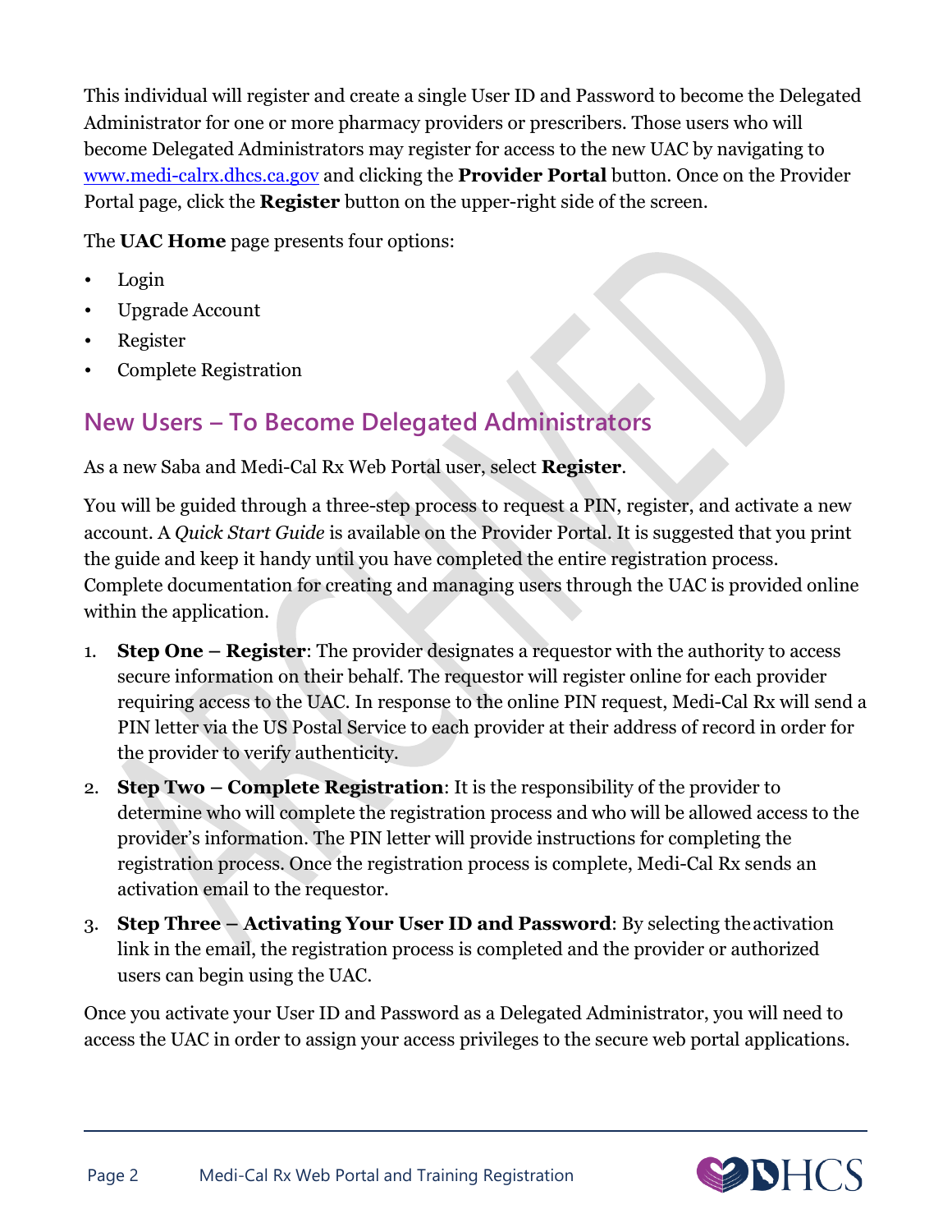This individual will register and create a single User ID and Password to become the Delegated Administrator for one or more pharmacy providers or prescribers. Those users who will become Delegated Administrators may register for access to the new UAC by navigating to [www.medi-calrx.dhcs.ca.gov](http://www.medi-calrx.dhcs.ca.gov) and clicking the **Provider Portal** button. Once on the Provider Portal page, click the **Register** button on the upper-right side of the screen.

The **UAC Home** page presents four options:

- Login
- Upgrade Account
- Register
- Complete Registration

## New Users – To Become Delegated Administrators

As a new Saba and Medi-Cal Rx Web Portal user, select **Register**.

You will be guided through a three-step process to request a PIN, register, and activate a new account. A *Quick Start Guide* is available on the Provider Portal. It is suggested that you print the guide and keep it handy until you have completed the entire registration process. Complete documentation for creating and managing users through the UAC is provided online within the application.

1. **Step One – Register**: The provider designates a requestor with the authority to access secure information on their behalf. The requestor will register online for each provider requiring access to the UAC. In response to the online PIN request, Medi-Cal Rx will send a PIN letter via the US Postal Service to each provider at their address of record in order for the provider to verify authenticity.
2. **Step Two – Complete Registration**: It is the responsibility of the provider to determine who will complete the registration process and who will be allowed access to the provider's information. The PIN letter will provide instructions for completing the registration process. Once the registration process is complete, Medi-Cal Rx sends an activation email to the requestor.
3. **Step Three – Activating Your User ID and Password**: By selecting the activation link in the email, the registration process is completed and the provider or authorized users can begin using the UAC.

Once you activate your User ID and Password as a Delegated Administrator, you will need to access the UAC in order to assign your access privileges to the secure web portal applications.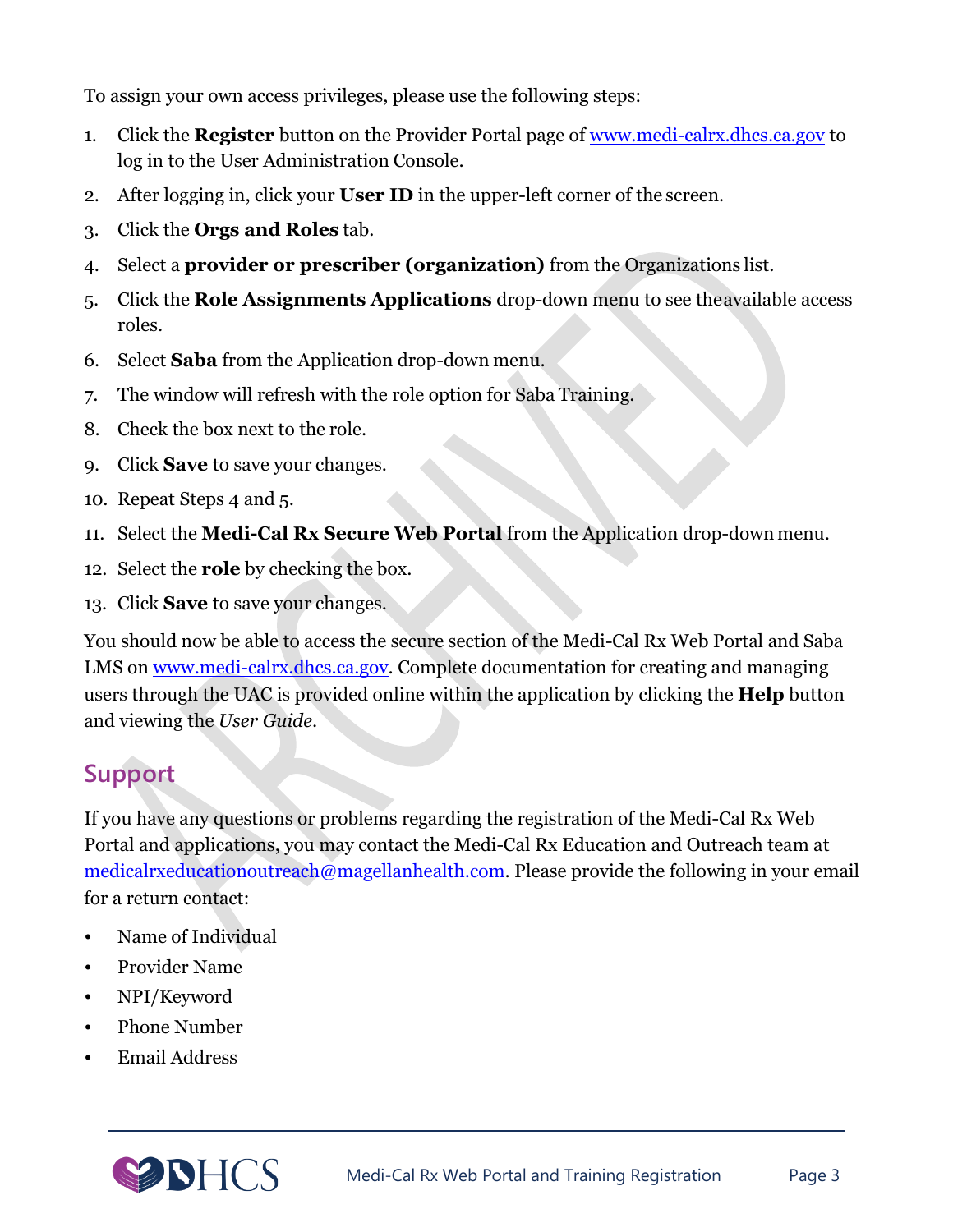To assign your own access privileges, please use the following steps:

1. Click the **Register** button on the Provider Portal page of [www.medi-calrx.dhcs.ca.gov](http://www.medi-calrx.dhcs.ca.gov) to log in to the User Administration Console.
2. After logging in, click your **User ID** in the upper-left corner of the screen.
3. Click the **Orgs and Roles** tab.
4. Select a **provider or prescriber (organization)** from the Organizations list.
5. Click the **Role Assignments Applications** drop-down menu to see the available access roles.
6. Select **Saba** from the Application drop-down menu.
7. The window will refresh with the role option for Saba Training.
8. Check the box next to the role.
9. Click **Save** to save your changes.
10. Repeat Steps 4 and 5.
11. Select the **Medi-Cal Rx Secure Web Portal** from the Application drop-down menu.
12. Select the **role** by checking the box.
13. Click **Save** to save your changes.

You should now be able to access the secure section of the Medi-Cal Rx Web Portal and Saba LMS on [www.medi-calrx.dhcs.ca.gov](http://www.medi-calrx.dhcs.ca.gov). Complete documentation for creating and managing users through the UAC is provided online within the application by clicking the **Help** button and viewing the *User Guide*.

## Support

If you have any questions or problems regarding the registration of the Medi-Cal Rx Web Portal and applications, you may contact the Medi-Cal Rx Education and Outreach team at [medicalrxeducationoutreach@magellanhealth.com](mailto:medicalrxeducationoutreach@magellanhealth.com). Please provide the following in your email for a return contact:

- Name of Individual
- Provider Name
- NPI/Keyword
- Phone Number
- Email Address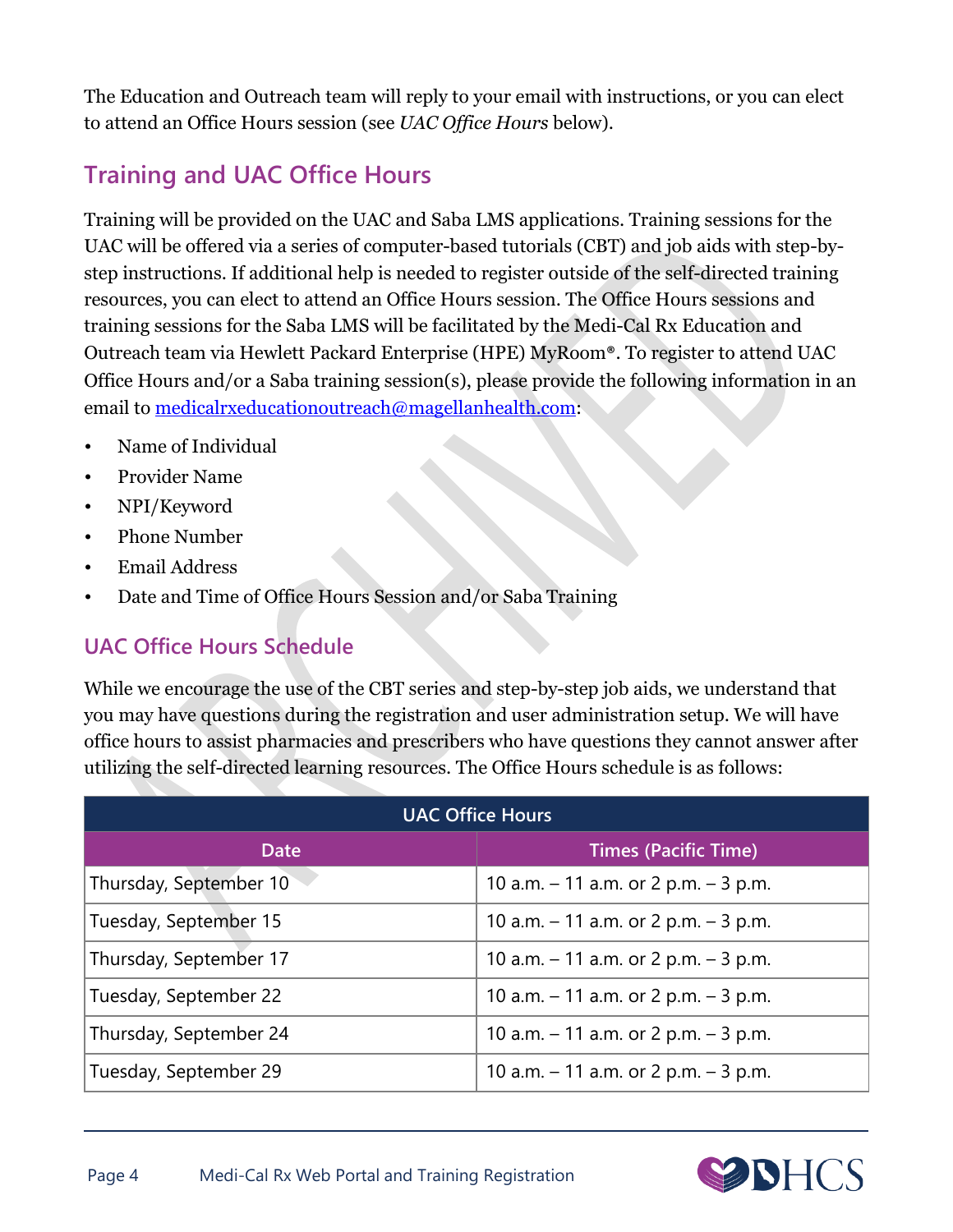The Education and Outreach team will reply to your email with instructions, or you can elect to attend an Office Hours session (see *UAC Office Hours* below).

## Training and UAC Office Hours

Training will be provided on the UAC and Saba LMS applications. Training sessions for the UAC will be offered via a series of computer-based tutorials (CBT) and job aids with step-by-step instructions. If additional help is needed to register outside of the self-directed training resources, you can elect to attend an Office Hours session. The Office Hours sessions and training sessions for the Saba LMS will be facilitated by the Medi-Cal Rx Education and Outreach team via Hewlett Packard Enterprise (HPE) MyRoom®. To register to attend UAC Office Hours and/or a Saba training session(s), please provide the following information in an email to medicalrxeducationoutreach@magellanhealth.com:

- Name of Individual
- Provider Name
- NPI/Keyword
- Phone Number
- Email Address
- Date and Time of Office Hours Session and/or Saba Training

### UAC Office Hours Schedule

While we encourage the use of the CBT series and step-by-step job aids, we understand that you may have questions during the registration and user administration setup. We will have office hours to assist pharmacies and prescribers who have questions they cannot answer after utilizing the self-directed learning resources. The Office Hours schedule is as follows:

| UAC Office Hours | |
|---|---|
| **Date** | **Times (Pacific Time)** |
| Thursday, September 10 | 10 a.m. – 11 a.m. or 2 p.m. – 3 p.m. |
| Tuesday, September 15 | 10 a.m. – 11 a.m. or 2 p.m. – 3 p.m. |
| Thursday, September 17 | 10 a.m. – 11 a.m. or 2 p.m. – 3 p.m. |
| Tuesday, September 22 | 10 a.m. – 11 a.m. or 2 p.m. – 3 p.m. |
| Thursday, September 24 | 10 a.m. – 11 a.m. or 2 p.m. – 3 p.m. |
| Tuesday, September 29 | 10 a.m. – 11 a.m. or 2 p.m. – 3 p.m. |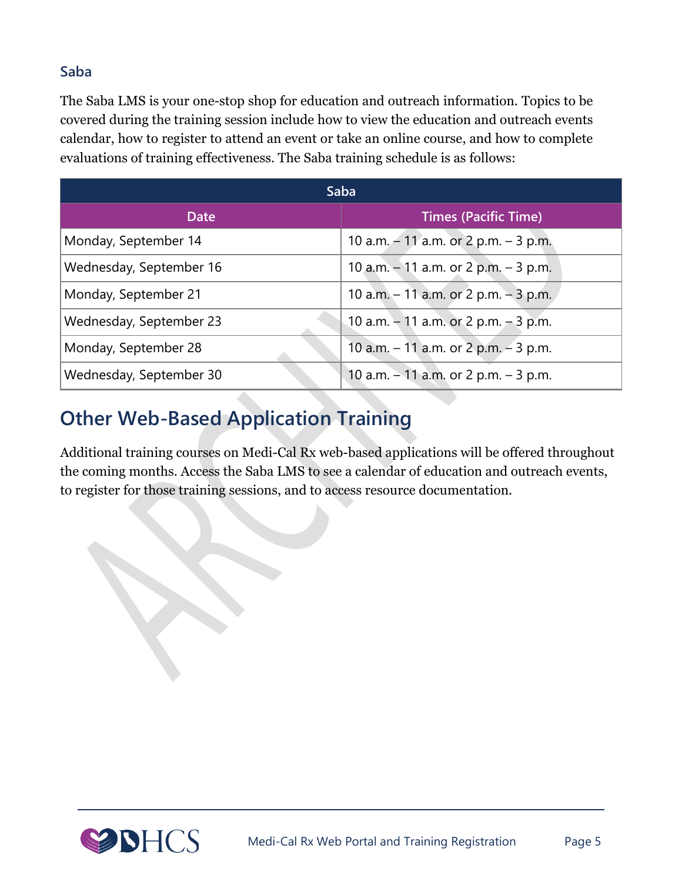### Saba

The Saba LMS is your one-stop shop for education and outreach information. Topics to be covered during the training session include how to view the education and outreach events calendar, how to register to attend an event or take an online course, and how to complete evaluations of training effectiveness. The Saba training schedule is as follows:

| Saba | |
|---|---|
| **Date** | **Times (Pacific Time)** |
| Monday, September 14 | 10 a.m. – 11 a.m. or 2 p.m. – 3 p.m. |
| Wednesday, September 16 | 10 a.m. – 11 a.m. or 2 p.m. – 3 p.m. |
| Monday, September 21 | 10 a.m. – 11 a.m. or 2 p.m. – 3 p.m. |
| Wednesday, September 23 | 10 a.m. – 11 a.m. or 2 p.m. – 3 p.m. |
| Monday, September 28 | 10 a.m. – 11 a.m. or 2 p.m. – 3 p.m. |
| Wednesday, September 30 | 10 a.m. – 11 a.m. or 2 p.m. – 3 p.m. |

## Other Web-Based Application Training

Additional training courses on Medi-Cal Rx web-based applications will be offered throughout the coming months. Access the Saba LMS to see a calendar of education and outreach events, to register for those training sessions, and to access resource documentation.